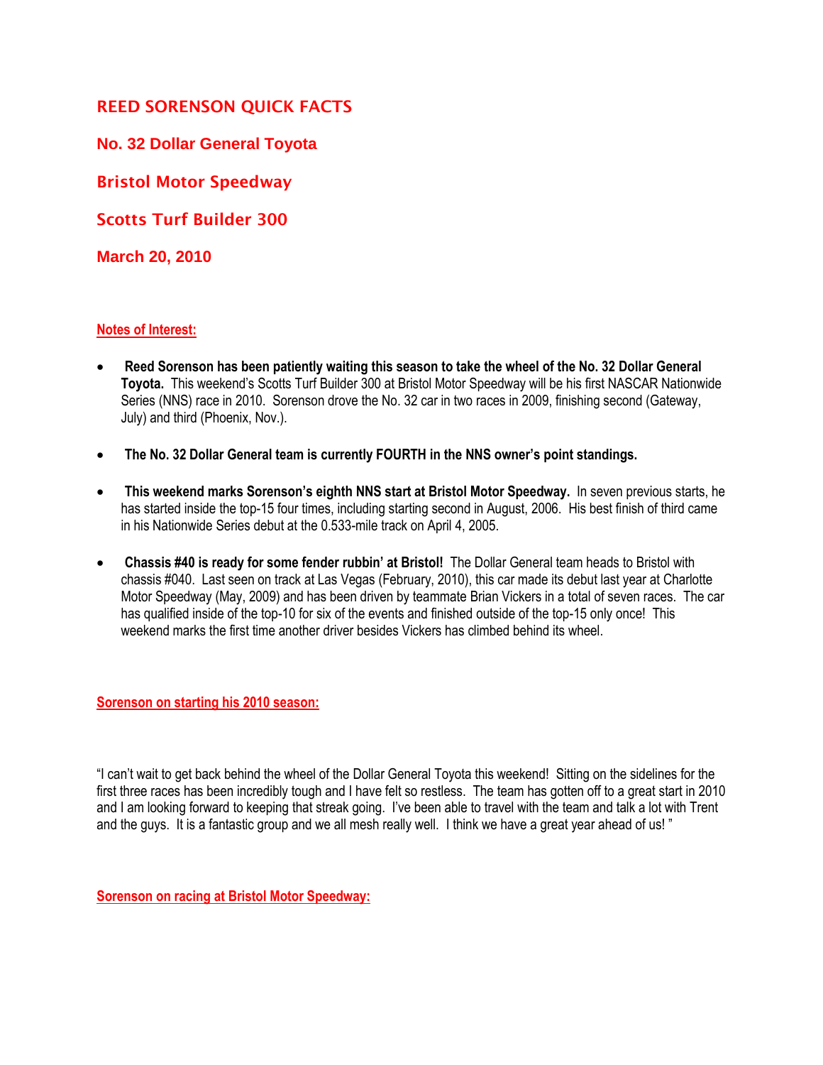# REED SORENSON QUICK FACTS

## No. 32 Dollar General Toyota

## Bristol Motor Speedway

## Scotts Turf Builder 300

## March 20, 2010

**Notes of Interest:**

- **Reed Sorenson has been patiently waiting this season to take the wheel of the No. 32 Dollar General Toyota.** This weekend's Scotts Turf Builder 300 at Bristol Motor Speedway will be his first NASCAR Nationwide Series (NNS) race in 2010. Sorenson drove the No. 32 car in two races in 2009, finishing second (Gateway, July) and third (Phoenix, Nov.).

- **The No. 32 Dollar General team is currently FOURTH in the NNS owner's point standings.**

- **This weekend marks Sorenson's eighth NNS start at Bristol Motor Speedway.** In seven previous starts, he has started inside the top-15 four times, including starting second in August, 2006. His best finish of third came in his Nationwide Series debut at the 0.533-mile track on April 4, 2005.

- **Chassis #40 is ready for some fender rubbin' at Bristol!** The Dollar General team heads to Bristol with chassis #040. Last seen on track at Las Vegas (February, 2010), this car made its debut last year at Charlotte Motor Speedway (May, 2009) and has been driven by teammate Brian Vickers in a total of seven races. The car has qualified inside of the top-10 for six of the events and finished outside of the top-15 only once! This weekend marks the first time another driver besides Vickers has climbed behind its wheel.

**Sorenson on starting his 2010 season:**

"I can't wait to get back behind the wheel of the Dollar General Toyota this weekend! Sitting on the sidelines for the first three races has been incredibly tough and I have felt so restless. The team has gotten off to a great start in 2010 and I am looking forward to keeping that streak going. I've been able to travel with the team and talk a lot with Trent and the guys. It is a fantastic group and we all mesh really well. I think we have a great year ahead of us! "

**Sorenson on racing at Bristol Motor Speedway:**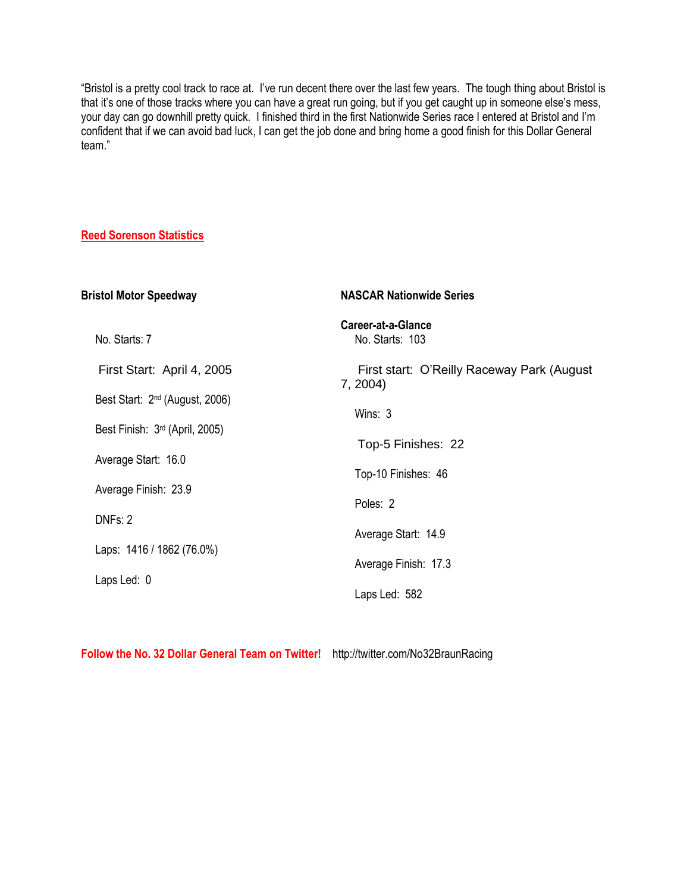"Bristol is a pretty cool track to race at. I've run decent there over the last few years. The tough thing about Bristol is that it's one of those tracks where you can have a great run going, but if you get caught up in someone else's mess, your day can go downhill pretty quick. I finished third in the first Nationwide Series race I entered at Bristol and I'm confident that if we can avoid bad luck, I can get the job done and bring home a good finish for this Dollar General team."

## Reed Sorenson Statistics

**Bristol Motor Speedway**

No. Starts: 7

First Start: April 4, 2005

Best Start: 2nd (August, 2006)

Best Finish: 3rd (April, 2005)

Average Start: 16.0

Average Finish: 23.9

DNFs: 2

Laps: 1416 / 1862 (76.0%)

Laps Led: 0

**NASCAR Nationwide Series**

**Career-at-a-Glance**

No. Starts: 103

First start: O'Reilly Raceway Park (August 7, 2004)

Wins: 3

Top-5 Finishes: 22

Top-10 Finishes: 46

Poles: 2

Average Start: 14.9

Average Finish: 17.3

Laps Led: 582

**Follow the No. 32 Dollar General Team on Twitter!** http://twitter.com/No32BraunRacing